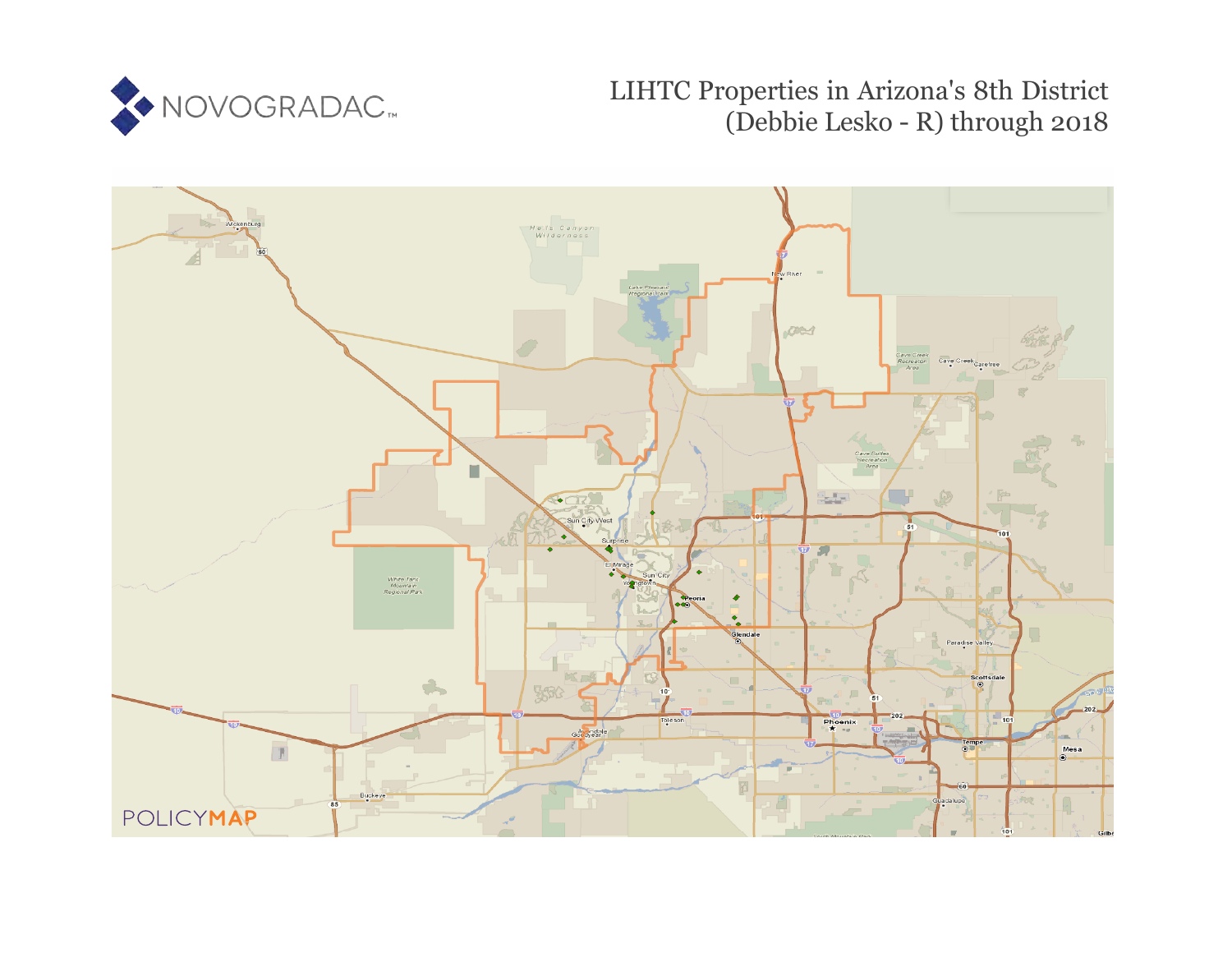NOVOGRADAC

# LIHTC Properties in Arizona's 8th District (Debbie Lesko - R) through 2018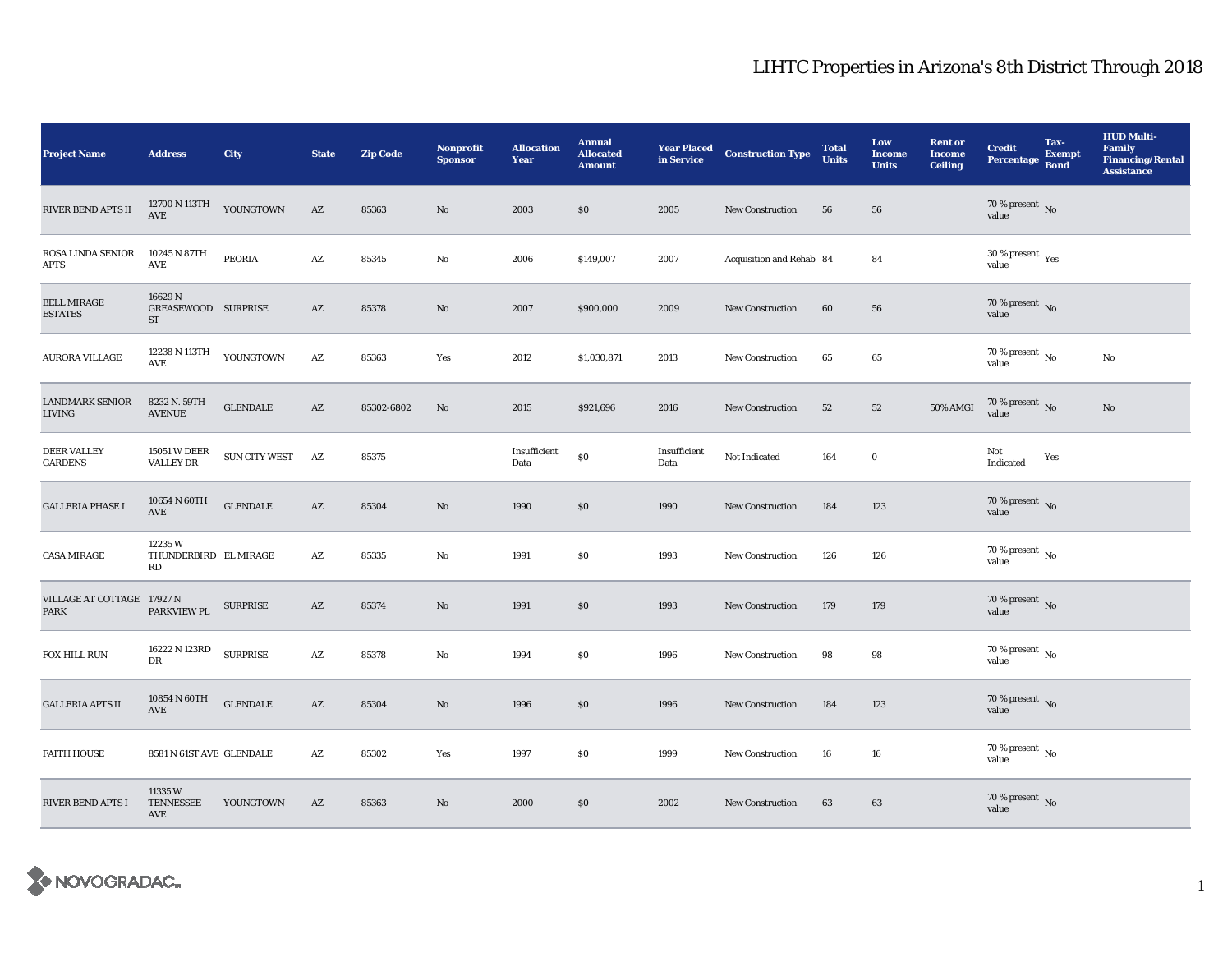# LIHTC Properties in Arizona's 8th District Through 2018

| Project Name | Address | City | State | Zip Code | Nonprofit Sponsor | Allocation Year | Annual Allocated Amount | Year Placed in Service | Construction Type | Total Units | Low Income Units | Rent or Income Ceiling | Credit Percentage | Tax-Exempt Bond | HUD Multi-Family Financing/Rental Assistance |
|---|---|---|---|---|---|---|---|---|---|---|---|---|---|---|---|
| RIVER BEND APTS II | 12700 N 113TH AVE | YOUNGTOWN | AZ | 85363 | No | 2003 | $0 | 2005 | New Construction | 56 | 56 | | 70 % present value | No | |
| ROSA LINDA SENIOR APTS | 10245 N 87TH AVE | PEORIA | AZ | 85345 | No | 2006 | $149,007 | 2007 | Acquisition and Rehab | 84 | 84 | | 30 % present value | Yes | |
| BELL MIRAGE ESTATES | 16629 N GREASEWOOD ST | SURPRISE | AZ | 85378 | No | 2007 | $900,000 | 2009 | New Construction | 60 | 56 | | 70 % present value | No | |
| AURORA VILLAGE | 12238 N 113TH AVE | YOUNGTOWN | AZ | 85363 | Yes | 2012 | $1,030,871 | 2013 | New Construction | 65 | 65 | | 70 % present value | No | No |
| LANDMARK SENIOR LIVING | 8232 N. 59TH AVENUE | GLENDALE | AZ | 85302-6802 | No | 2015 | $921,696 | 2016 | New Construction | 52 | 52 | 50% AMGI | 70 % present value | No | No |
| DEER VALLEY GARDENS | 15051 W DEER VALLEY DR | SUN CITY WEST | AZ | 85375 | | Insufficient Data | $0 | Insufficient Data | Not Indicated | 164 | 0 | | Not Indicated | Yes | |
| GALLERIA PHASE I | 10654 N 60TH AVE | GLENDALE | AZ | 85304 | No | 1990 | $0 | 1990 | New Construction | 184 | 123 | | 70 % present value | No | |
| CASA MIRAGE | 12235 W THUNDERBIRD RD | EL MIRAGE | AZ | 85335 | No | 1991 | $0 | 1993 | New Construction | 126 | 126 | | 70 % present value | No | |
| VILLAGE AT COTTAGE PARK | 17927 N PARKVIEW PL | SURPRISE | AZ | 85374 | No | 1991 | $0 | 1993 | New Construction | 179 | 179 | | 70 % present value | No | |
| FOX HILL RUN | 16222 N 123RD DR | SURPRISE | AZ | 85378 | No | 1994 | $0 | 1996 | New Construction | 98 | 98 | | 70 % present value | No | |
| GALLERIA APTS II | 10854 N 60TH AVE | GLENDALE | AZ | 85304 | No | 1996 | $0 | 1996 | New Construction | 184 | 123 | | 70 % present value | No | |
| FAITH HOUSE | 8581 N 61ST AVE | GLENDALE | AZ | 85302 | Yes | 1997 | $0 | 1999 | New Construction | 16 | 16 | | 70 % present value | No | |
| RIVER BEND APTS I | 11335 W TENNESSEE AVE | YOUNGTOWN | AZ | 85363 | No | 2000 | $0 | 2002 | New Construction | 63 | 63 | | 70 % present value | No | |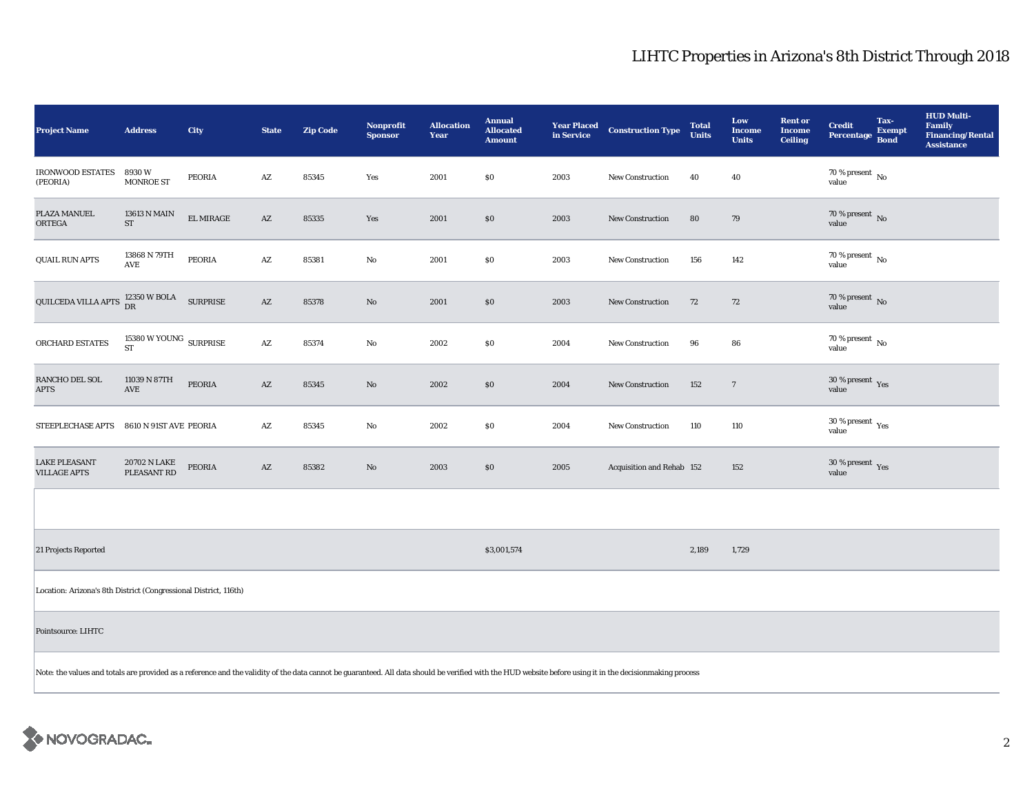# LIHTC Properties in Arizona's 8th District Through 2018

| Project Name | Address | City | State | Zip Code | Nonprofit Sponsor | Allocation Year | Annual Allocated Amount | Year Placed in Service | Construction Type | Total Units | Low Income Units | Rent or Income Ceiling | Credit Percentage | Tax-Exempt Bond | HUD Multi-Family Financing/Rental Assistance |
|---|---|---|---|---|---|---|---|---|---|---|---|---|---|---|---|
| IRONWOOD ESTATES (PEORIA) | 8930 W MONROE ST | PEORIA | AZ | 85345 | Yes | 2001 | $0 | 2003 | New Construction | 40 | 40 | | 70 % present value | No | |
| PLAZA MANUEL ORTEGA | 13613 N MAIN ST | EL MIRAGE | AZ | 85335 | Yes | 2001 | $0 | 2003 | New Construction | 80 | 79 | | 70 % present value | No | |
| QUAIL RUN APTS | 13868 N 79TH AVE | PEORIA | AZ | 85381 | No | 2001 | $0 | 2003 | New Construction | 156 | 142 | | 70 % present value | No | |
| QUILCEDA VILLA APTS | 12350 W BOLA DR | SURPRISE | AZ | 85378 | No | 2001 | $0 | 2003 | New Construction | 72 | 72 | | 70 % present value | No | |
| ORCHARD ESTATES | 15380 W YOUNG ST | SURPRISE | AZ | 85374 | No | 2002 | $0 | 2004 | New Construction | 96 | 86 | | 70 % present value | No | |
| RANCHO DEL SOL APTS | 11039 N 87TH AVE | PEORIA | AZ | 85345 | No | 2002 | $0 | 2004 | New Construction | 152 | 7 | | 30 % present value | Yes | |
| STEEPLECHASE APTS | 8610 N 91ST AVE | PEORIA | AZ | 85345 | No | 2002 | $0 | 2004 | New Construction | 110 | 110 | | 30 % present value | Yes | |
| LAKE PLEASANT VILLAGE APTS | 20702 N LAKE PLEASANT RD | PEORIA | AZ | 85382 | No | 2003 | $0 | 2005 | Acquisition and Rehab | 152 | 152 | | 30 % present value | Yes | |
| | | | | | | | | | | | | | | | |
| 21 Projects Reported | | | | | | | $3,001,574 | | | 2,189 | 1,729 | | | | |

Location: Arizona's 8th District (Congressional District, 116th)

Pointsource: LIHTC

Note: the values and totals are provided as a reference and the validity of the data cannot be guaranteed. All data should be verified with the HUD website before using it in the decisionmaking process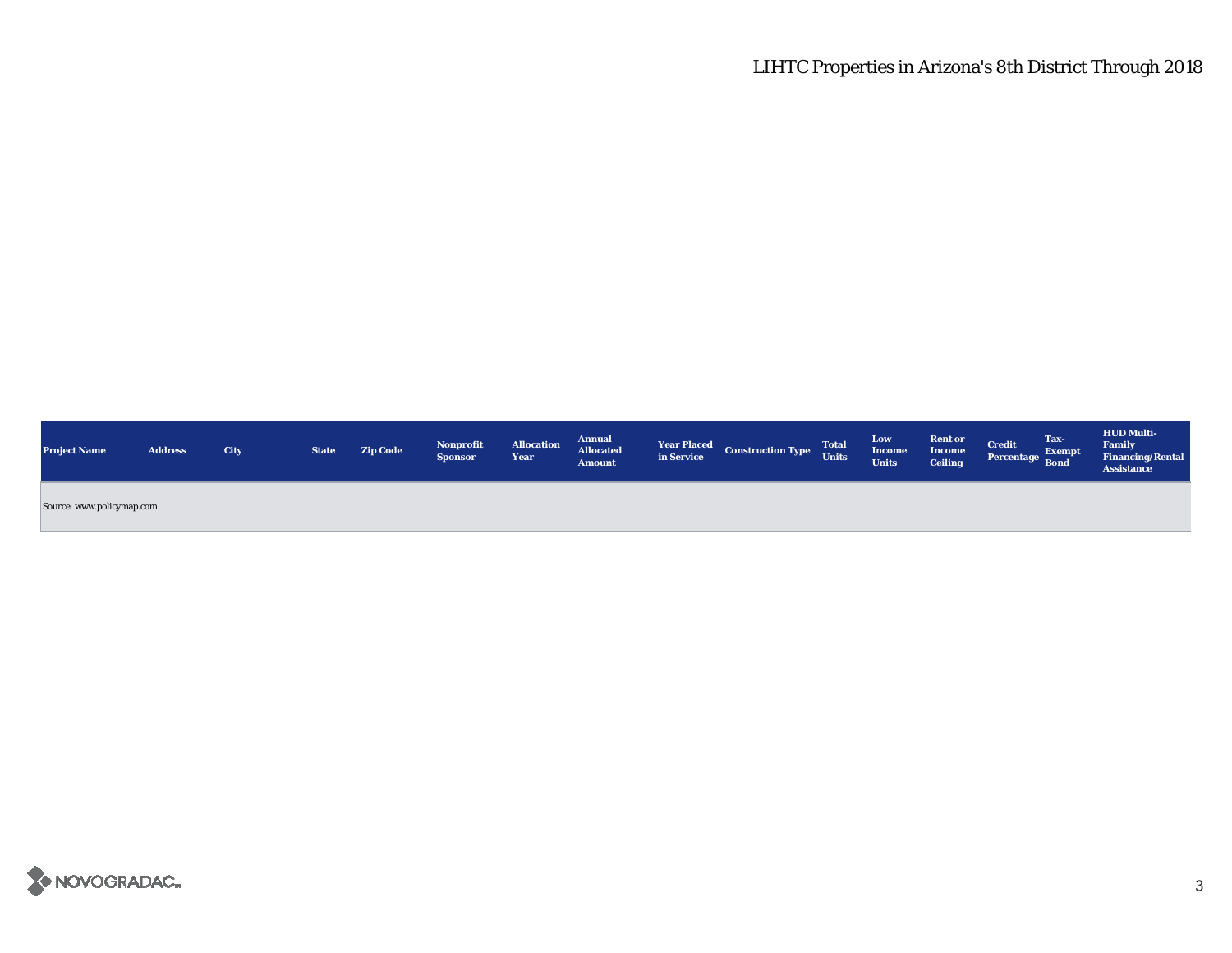# LIHTC Properties in Arizona's 8th District Through 2018

| Project Name | Address | City | State | Zip Code | Nonprofit Sponsor | Allocation Year | Annual Allocated Amount | Year Placed in Service | Construction Type | Total Units | Low Income Units | Rent or Income Ceiling | Credit Percentage | Tax-Exempt Bond | HUD Multi-Family Financing/Rental Assistance |
|---|---|---|---|---|---|---|---|---|---|---|---|---|---|---|---|
| Source: www.policymap.com | | | | | | | | | | | | | | | |